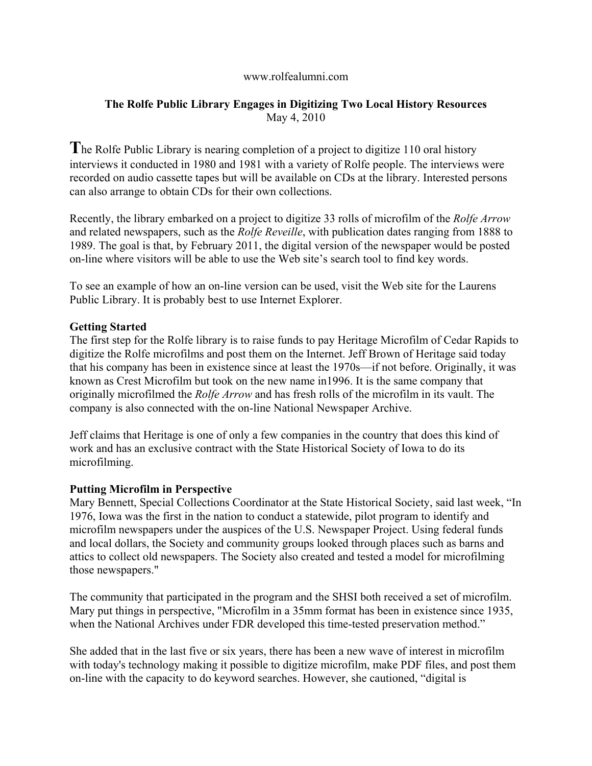www.rolfealumni.com

**The Rolfe Public Library Engages in Digitizing Two Local History Resources**
May 4, 2010

The Rolfe Public Library is nearing completion of a project to digitize 110 oral history interviews it conducted in 1980 and 1981 with a variety of Rolfe people. The interviews were recorded on audio cassette tapes but will be available on CDs at the library. Interested persons can also arrange to obtain CDs for their own collections.

Recently, the library embarked on a project to digitize 33 rolls of microfilm of the *Rolfe Arrow* and related newspapers, such as the *Rolfe Reveille*, with publication dates ranging from 1888 to 1989. The goal is that, by February 2011, the digital version of the newspaper would be posted on-line where visitors will be able to use the Web site's search tool to find key words.

To see an example of how an on-line version can be used, visit the Web site for the Laurens Public Library. It is probably best to use Internet Explorer.

**Getting Started**

The first step for the Rolfe library is to raise funds to pay Heritage Microfilm of Cedar Rapids to digitize the Rolfe microfilms and post them on the Internet. Jeff Brown of Heritage said today that his company has been in existence since at least the 1970s—if not before. Originally, it was known as Crest Microfilm but took on the new name in1996. It is the same company that originally microfilmed the *Rolfe Arrow* and has fresh rolls of the microfilm in its vault. The company is also connected with the on-line National Newspaper Archive.

Jeff claims that Heritage is one of only a few companies in the country that does this kind of work and has an exclusive contract with the State Historical Society of Iowa to do its microfilming.

**Putting Microfilm in Perspective**

Mary Bennett, Special Collections Coordinator at the State Historical Society, said last week, "In 1976, Iowa was the first in the nation to conduct a statewide, pilot program to identify and microfilm newspapers under the auspices of the U.S. Newspaper Project. Using federal funds and local dollars, the Society and community groups looked through places such as barns and attics to collect old newspapers. The Society also created and tested a model for microfilming those newspapers."

The community that participated in the program and the SHSI both received a set of microfilm. Mary put things in perspective, "Microfilm in a 35mm format has been in existence since 1935, when the National Archives under FDR developed this time-tested preservation method."

She added that in the last five or six years, there has been a new wave of interest in microfilm with today's technology making it possible to digitize microfilm, make PDF files, and post them on-line with the capacity to do keyword searches. However, she cautioned, "digital is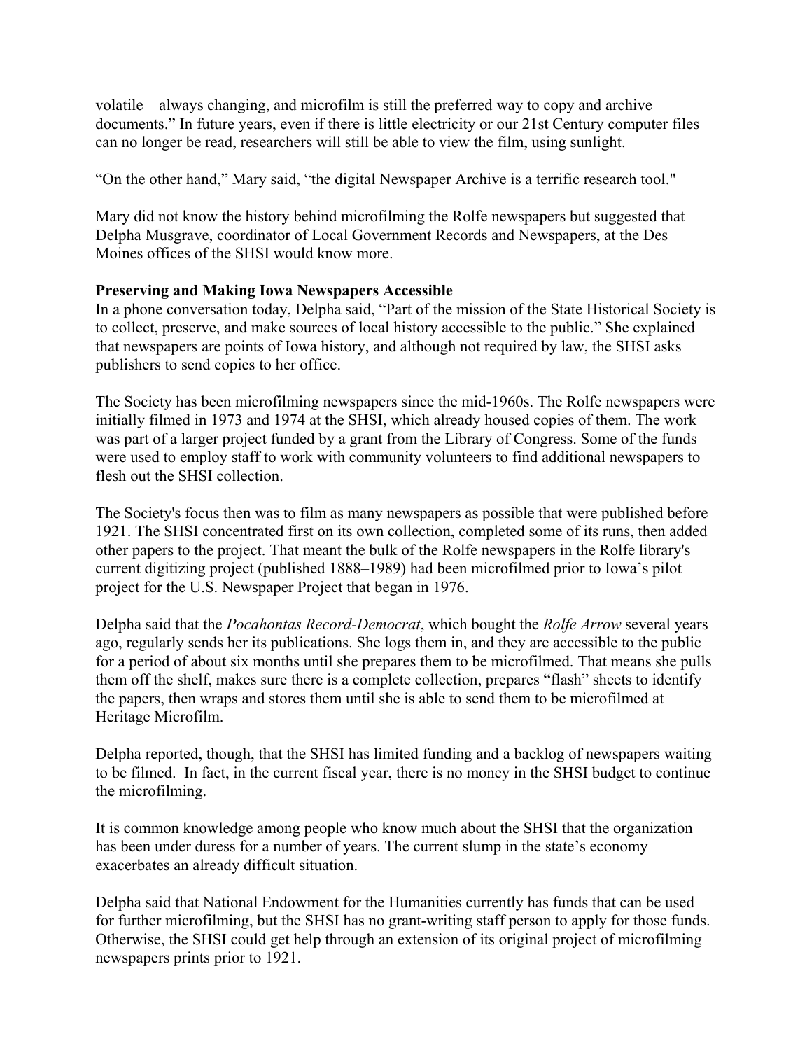volatile—always changing, and microfilm is still the preferred way to copy and archive documents." In future years, even if there is little electricity or our 21st Century computer files can no longer be read, researchers will still be able to view the film, using sunlight.

"On the other hand," Mary said, "the digital Newspaper Archive is a terrific research tool."

Mary did not know the history behind microfilming the Rolfe newspapers but suggested that Delpha Musgrave, coordinator of Local Government Records and Newspapers, at the Des Moines offices of the SHSI would know more.

**Preserving and Making Iowa Newspapers Accessible**

In a phone conversation today, Delpha said, "Part of the mission of the State Historical Society is to collect, preserve, and make sources of local history accessible to the public." She explained that newspapers are points of Iowa history, and although not required by law, the SHSI asks publishers to send copies to her office.

The Society has been microfilming newspapers since the mid-1960s. The Rolfe newspapers were initially filmed in 1973 and 1974 at the SHSI, which already housed copies of them. The work was part of a larger project funded by a grant from the Library of Congress. Some of the funds were used to employ staff to work with community volunteers to find additional newspapers to flesh out the SHSI collection.

The Society's focus then was to film as many newspapers as possible that were published before 1921. The SHSI concentrated first on its own collection, completed some of its runs, then added other papers to the project. That meant the bulk of the Rolfe newspapers in the Rolfe library's current digitizing project (published 1888–1989) had been microfilmed prior to Iowa's pilot project for the U.S. Newspaper Project that began in 1976.

Delpha said that the *Pocahontas Record-Democrat*, which bought the *Rolfe Arrow* several years ago, regularly sends her its publications. She logs them in, and they are accessible to the public for a period of about six months until she prepares them to be microfilmed. That means she pulls them off the shelf, makes sure there is a complete collection, prepares "flash" sheets to identify the papers, then wraps and stores them until she is able to send them to be microfilmed at Heritage Microfilm.

Delpha reported, though, that the SHSI has limited funding and a backlog of newspapers waiting to be filmed. In fact, in the current fiscal year, there is no money in the SHSI budget to continue the microfilming.

It is common knowledge among people who know much about the SHSI that the organization has been under duress for a number of years. The current slump in the state's economy exacerbates an already difficult situation.

Delpha said that National Endowment for the Humanities currently has funds that can be used for further microfilming, but the SHSI has no grant-writing staff person to apply for those funds. Otherwise, the SHSI could get help through an extension of its original project of microfilming newspapers prints prior to 1921.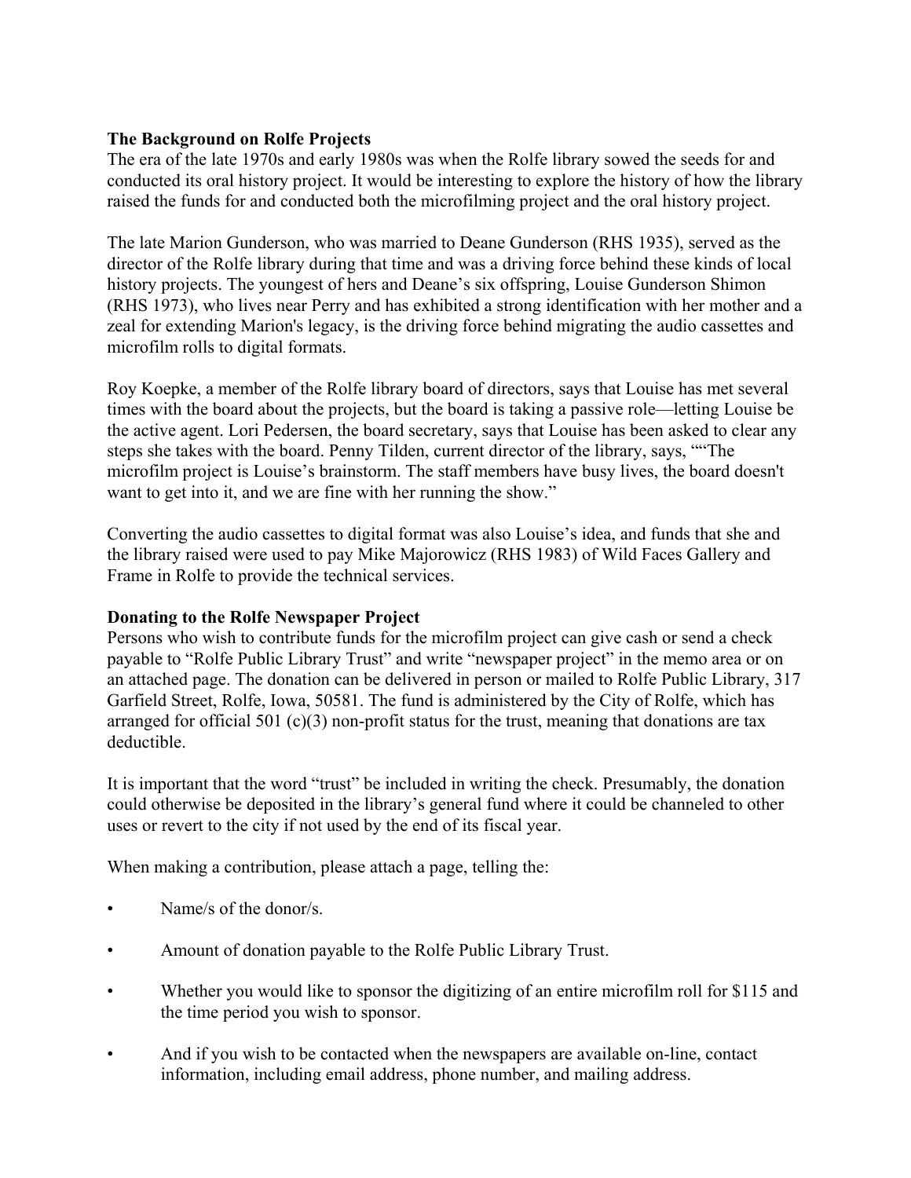**The Background on Rolfe Projects**

The era of the late 1970s and early 1980s was when the Rolfe library sowed the seeds for and conducted its oral history project. It would be interesting to explore the history of how the library raised the funds for and conducted both the microfilming project and the oral history project.

The late Marion Gunderson, who was married to Deane Gunderson (RHS 1935), served as the director of the Rolfe library during that time and was a driving force behind these kinds of local history projects. The youngest of hers and Deane's six offspring, Louise Gunderson Shimon (RHS 1973), who lives near Perry and has exhibited a strong identification with her mother and a zeal for extending Marion's legacy, is the driving force behind migrating the audio cassettes and microfilm rolls to digital formats.

Roy Koepke, a member of the Rolfe library board of directors, says that Louise has met several times with the board about the projects, but the board is taking a passive role—letting Louise be the active agent. Lori Pedersen, the board secretary, says that Louise has been asked to clear any steps she takes with the board. Penny Tilden, current director of the library, says, ""The microfilm project is Louise's brainstorm. The staff members have busy lives, the board doesn't want to get into it, and we are fine with her running the show."

Converting the audio cassettes to digital format was also Louise's idea, and funds that she and the library raised were used to pay Mike Majorowicz (RHS 1983) of Wild Faces Gallery and Frame in Rolfe to provide the technical services.

**Donating to the Rolfe Newspaper Project**

Persons who wish to contribute funds for the microfilm project can give cash or send a check payable to "Rolfe Public Library Trust" and write "newspaper project" in the memo area or on an attached page. The donation can be delivered in person or mailed to Rolfe Public Library, 317 Garfield Street, Rolfe, Iowa, 50581. The fund is administered by the City of Rolfe, which has arranged for official 501 (c)(3) non-profit status for the trust, meaning that donations are tax deductible.

It is important that the word "trust" be included in writing the check. Presumably, the donation could otherwise be deposited in the library's general fund where it could be channeled to other uses or revert to the city if not used by the end of its fiscal year.

When making a contribution, please attach a page, telling the:

- Name/s of the donor/s.
- Amount of donation payable to the Rolfe Public Library Trust.
- Whether you would like to sponsor the digitizing of an entire microfilm roll for $115 and the time period you wish to sponsor.
- And if you wish to be contacted when the newspapers are available on-line, contact information, including email address, phone number, and mailing address.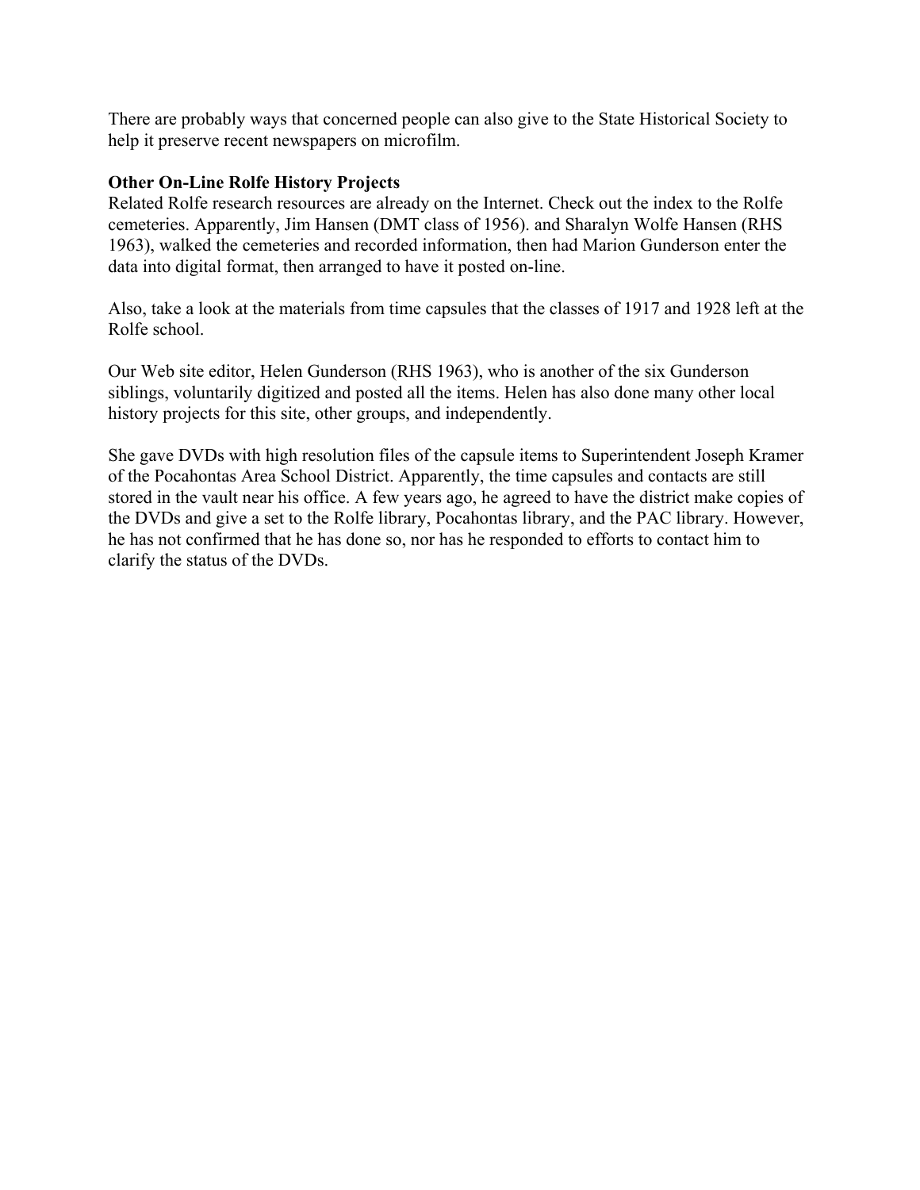There are probably ways that concerned people can also give to the State Historical Society to help it preserve recent newspapers on microfilm.

**Other On-Line Rolfe History Projects**

Related Rolfe research resources are already on the Internet. Check out the index to the Rolfe cemeteries. Apparently, Jim Hansen (DMT class of 1956). and Sharalyn Wolfe Hansen (RHS 1963), walked the cemeteries and recorded information, then had Marion Gunderson enter the data into digital format, then arranged to have it posted on-line.

Also, take a look at the materials from time capsules that the classes of 1917 and 1928 left at the Rolfe school.

Our Web site editor, Helen Gunderson (RHS 1963), who is another of the six Gunderson siblings, voluntarily digitized and posted all the items. Helen has also done many other local history projects for this site, other groups, and independently.

She gave DVDs with high resolution files of the capsule items to Superintendent Joseph Kramer of the Pocahontas Area School District. Apparently, the time capsules and contacts are still stored in the vault near his office. A few years ago, he agreed to have the district make copies of the DVDs and give a set to the Rolfe library, Pocahontas library, and the PAC library. However, he has not confirmed that he has done so, nor has he responded to efforts to contact him to clarify the status of the DVDs.